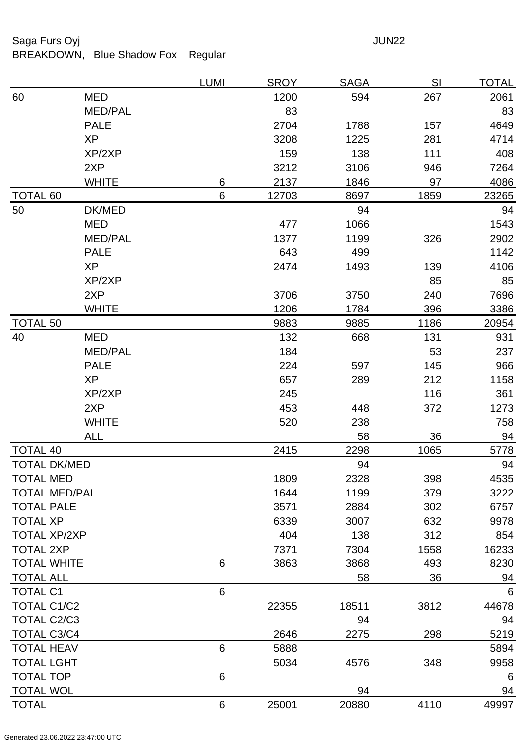Saga Furs Oyj JUN22

BREAKDOWN, Blue Shadow Fox Regular

| | | LUMI | SROY | SAGA | SI | TOTAL |
|---|---|---|---|---|---|---|
| 60 | MED | | 1200 | 594 | 267 | 2061 |
| | MED/PAL | | 83 | | | 83 |
| | PALE | | 2704 | 1788 | 157 | 4649 |
| | XP | | 3208 | 1225 | 281 | 4714 |
| | XP/2XP | | 159 | 138 | 111 | 408 |
| | 2XP | | 3212 | 3106 | 946 | 7264 |
| | WHITE | 6 | 2137 | 1846 | 97 | 4086 |
| TOTAL 60 | | 6 | 12703 | 8697 | 1859 | 23265 |
| 50 | DK/MED | | | 94 | | 94 |
| | MED | | 477 | 1066 | | 1543 |
| | MED/PAL | | 1377 | 1199 | 326 | 2902 |
| | PALE | | 643 | 499 | | 1142 |
| | XP | | 2474 | 1493 | 139 | 4106 |
| | XP/2XP | | | | 85 | 85 |
| | 2XP | | 3706 | 3750 | 240 | 7696 |
| | WHITE | | 1206 | 1784 | 396 | 3386 |
| TOTAL 50 | | | 9883 | 9885 | 1186 | 20954 |
| 40 | MED | | 132 | 668 | 131 | 931 |
| | MED/PAL | | 184 | | 53 | 237 |
| | PALE | | 224 | 597 | 145 | 966 |
| | XP | | 657 | 289 | 212 | 1158 |
| | XP/2XP | | 245 | | 116 | 361 |
| | 2XP | | 453 | 448 | 372 | 1273 |
| | WHITE | | 520 | 238 | | 758 |
| | ALL | | | 58 | 36 | 94 |
| TOTAL 40 | | | 2415 | 2298 | 1065 | 5778 |
| TOTAL DK/MED | | | | 94 | | 94 |
| TOTAL MED | | | 1809 | 2328 | 398 | 4535 |
| TOTAL MED/PAL | | | 1644 | 1199 | 379 | 3222 |
| TOTAL PALE | | | 3571 | 2884 | 302 | 6757 |
| TOTAL XP | | | 6339 | 3007 | 632 | 9978 |
| TOTAL XP/2XP | | | 404 | 138 | 312 | 854 |
| TOTAL 2XP | | | 7371 | 7304 | 1558 | 16233 |
| TOTAL WHITE | | 6 | 3863 | 3868 | 493 | 8230 |
| TOTAL ALL | | | | 58 | 36 | 94 |
| TOTAL C1 | | 6 | | | | 6 |
| TOTAL C1/C2 | | | 22355 | 18511 | 3812 | 44678 |
| TOTAL C2/C3 | | | | 94 | | 94 |
| TOTAL C3/C4 | | | 2646 | 2275 | 298 | 5219 |
| TOTAL HEAV | | 6 | 5888 | | | 5894 |
| TOTAL LGHT | | | 5034 | 4576 | 348 | 9958 |
| TOTAL TOP | | 6 | | | | 6 |
| TOTAL WOL | | | | 94 | | 94 |
| TOTAL | | 6 | 25001 | 20880 | 4110 | 49997 |

Generated 23.06.2022 23:47:00 UTC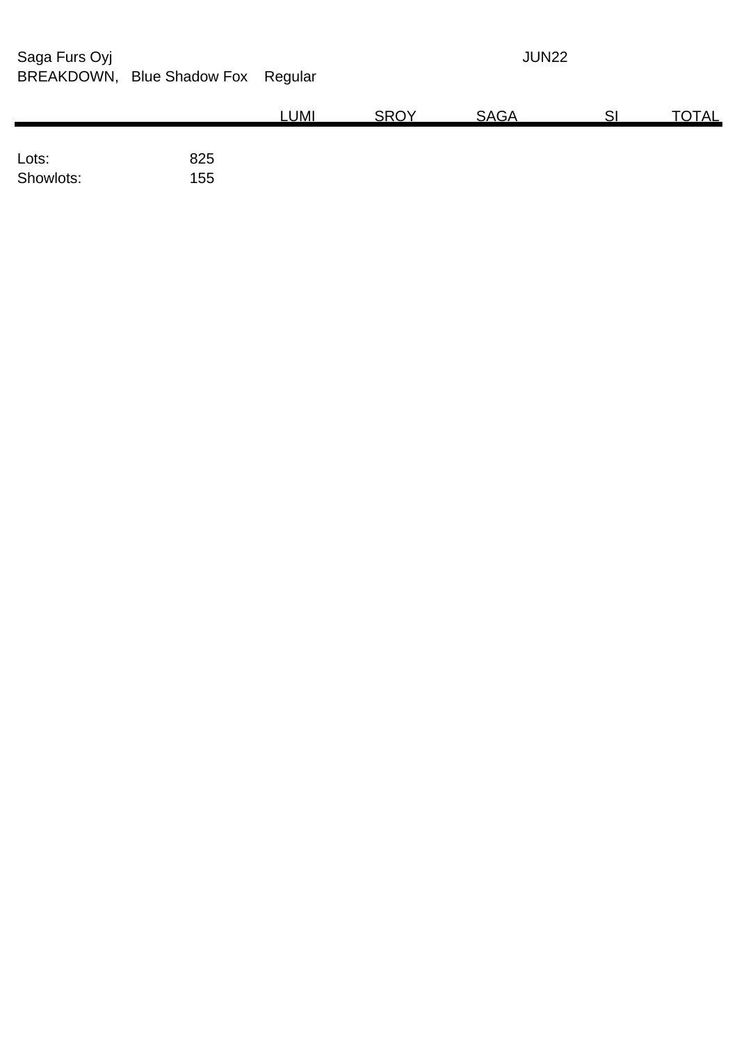Saga Furs Oyj JUN22

BREAKDOWN, Blue Shadow Fox Regular

| | | LUMI | SROY | SAGA | SI | TOTAL |
|---|---|---|---|---|---|---|
| Lots: | 825 | | | | | |
| Showlots: | 155 | | | | | |